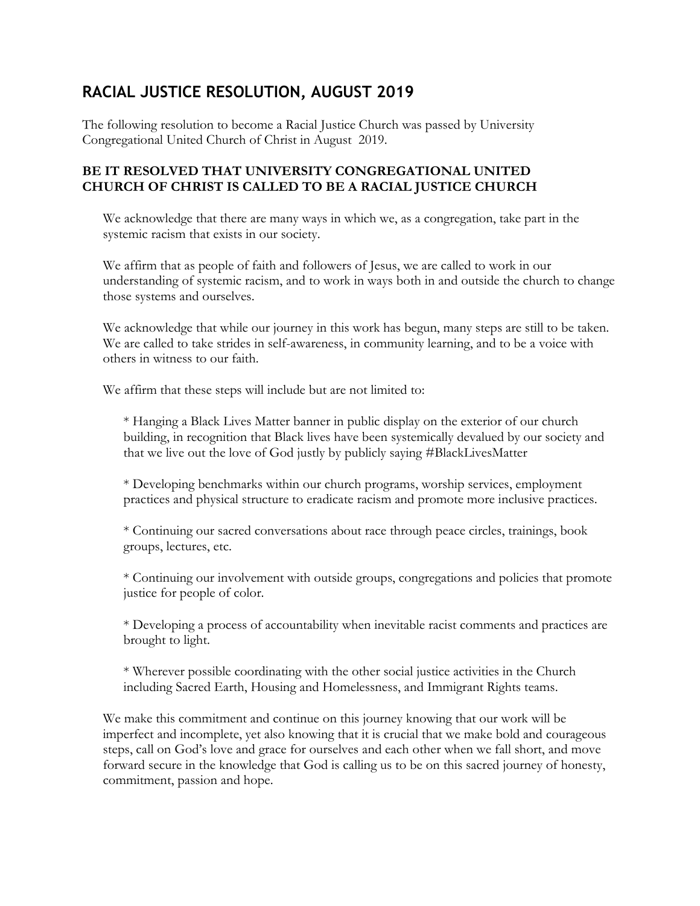# RACIAL JUSTICE RESOLUTION, AUGUST 2019

The following resolution to become a Racial Justice Church was passed by University Congregational United Church of Christ in August 2019.

**BE IT RESOLVED THAT UNIVERSITY CONGREGATIONAL UNITED CHURCH OF CHRIST IS CALLED TO BE A RACIAL JUSTICE CHURCH**

We acknowledge that there are many ways in which we, as a congregation, take part in the systemic racism that exists in our society.

We affirm that as people of faith and followers of Jesus, we are called to work in our understanding of systemic racism, and to work in ways both in and outside the church to change those systems and ourselves.

We acknowledge that while our journey in this work has begun, many steps are still to be taken. We are called to take strides in self-awareness, in community learning, and to be a voice with others in witness to our faith.

We affirm that these steps will include but are not limited to:

* Hanging a Black Lives Matter banner in public display on the exterior of our church building, in recognition that Black lives have been systemically devalued by our society and that we live out the love of God justly by publicly saying #BlackLivesMatter

* Developing benchmarks within our church programs, worship services, employment practices and physical structure to eradicate racism and promote more inclusive practices.

* Continuing our sacred conversations about race through peace circles, trainings, book groups, lectures, etc.

* Continuing our involvement with outside groups, congregations and policies that promote justice for people of color.

* Developing a process of accountability when inevitable racist comments and practices are brought to light.

* Wherever possible coordinating with the other social justice activities in the Church including Sacred Earth, Housing and Homelessness, and Immigrant Rights teams.

We make this commitment and continue on this journey knowing that our work will be imperfect and incomplete, yet also knowing that it is crucial that we make bold and courageous steps, call on God's love and grace for ourselves and each other when we fall short, and move forward secure in the knowledge that God is calling us to be on this sacred journey of honesty, commitment, passion and hope.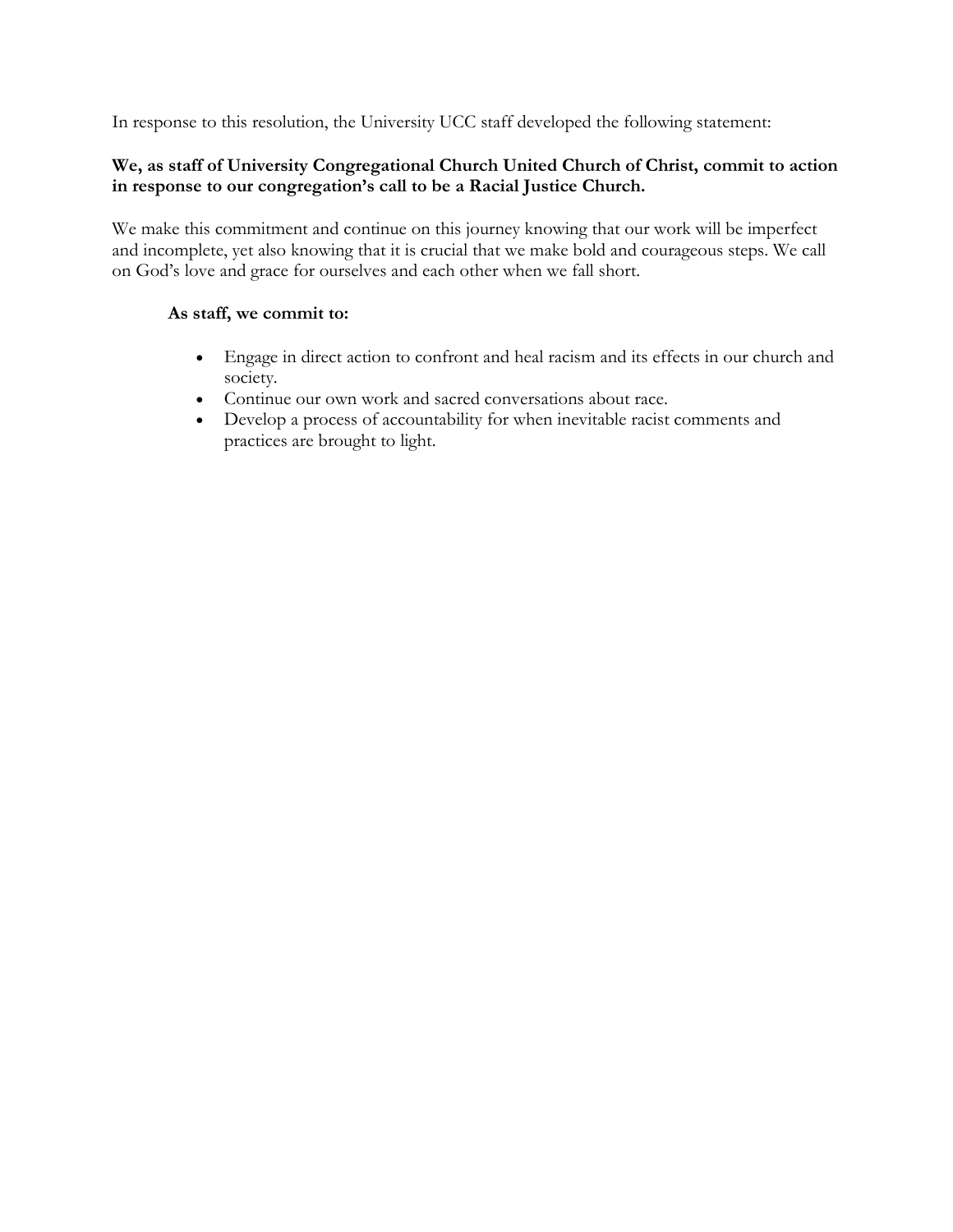In response to this resolution, the University UCC staff developed the following statement:

**We, as staff of University Congregational Church United Church of Christ, commit to action in response to our congregation's call to be a Racial Justice Church.**

We make this commitment and continue on this journey knowing that our work will be imperfect and incomplete, yet also knowing that it is crucial that we make bold and courageous steps. We call on God's love and grace for ourselves and each other when we fall short.

**As staff, we commit to:**

- Engage in direct action to confront and heal racism and its effects in our church and society.
- Continue our own work and sacred conversations about race.
- Develop a process of accountability for when inevitable racist comments and practices are brought to light.